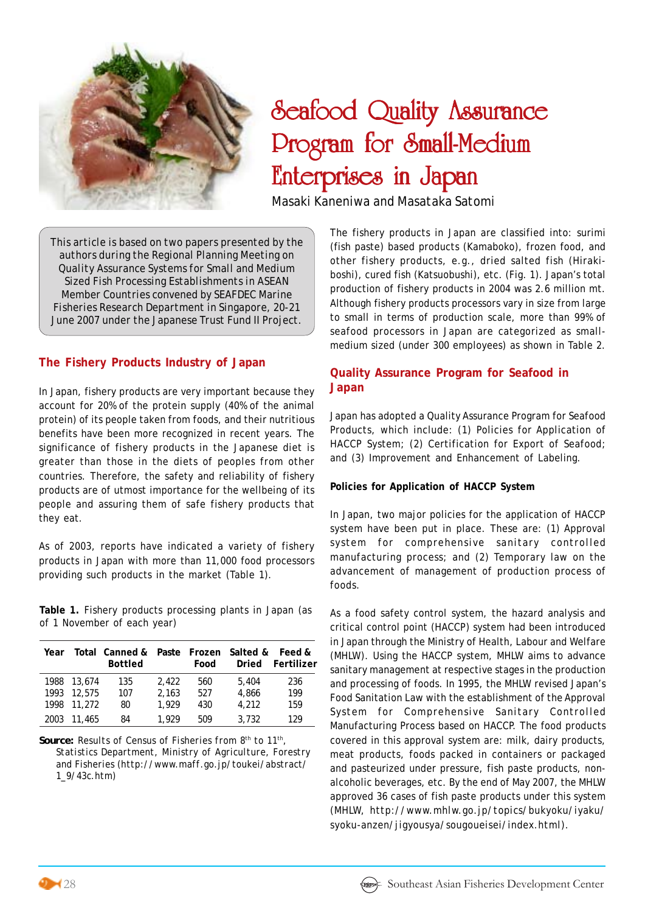# Seafood Quality Assurance Program for Small-Medium Enterprises in Japan

Masaki Kaneniwa and Masataka Satomi

This article is based on two papers presented by the authors during the Regional Planning Meeting on Quality Assurance Systems for Small and Medium Sized Fish Processing Establishments in ASEAN Member Countries convened by SEAFDEC Marine Fisheries Research Department in Singapore, 20-21 June 2007 under the Japanese Trust Fund II Project.

## The Fishery Products Industry of Japan

In Japan, fishery products are very important because they account for 20% of the protein supply (40% of the animal protein) of its people taken from foods, and their nutritious benefits have been more recognized in recent years. The significance of fishery products in the Japanese diet is greater than those in the diets of peoples from other countries. Therefore, the safety and reliability of fishery products are of utmost importance for the wellbeing of its people and assuring them of safe fishery products that they eat.

As of 2003, reports have indicated a variety of fishery products in Japan with more than 11,000 food processors providing such products in the market (Table 1).

**Table 1.** Fishery products processing plants in Japan (as of 1 November of each year)

| Year | Total | Canned & Bottled | Paste | Frozen Food | Salted & Dried | Feed & Fertilizer |
|---|---|---|---|---|---|---|
| 1988 | 13,674 | 135 | 2,422 | 560 | 5,404 | 236 |
| 1993 | 12,575 | 107 | 2,163 | 527 | 4,866 | 199 |
| 1998 | 11,272 | 80 | 1,929 | 430 | 4,212 | 159 |
| 2003 | 11,465 | 84 | 1,929 | 509 | 3,732 | 129 |

**Source:** Results of Census of Fisheries from 8th to 11th, Statistics Department, Ministry of Agriculture, Forestry and Fisheries (http://www.maff.go.jp/toukei/abstract/1_9/43c.htm)

The fishery products in Japan are classified into: surimi (fish paste) based products (Kamaboko), frozen food, and other fishery products, e.g., dried salted fish (Hiraki-boshi), cured fish (Katsuobushi), etc. (Fig. 1). Japan's total production of fishery products in 2004 was 2.6 million mt. Although fishery products processors vary in size from large to small in terms of production scale, more than 99% of seafood processors in Japan are categorized as small-medium sized (under 300 employees) as shown in Table 2.

## Quality Assurance Program for Seafood in Japan

Japan has adopted a Quality Assurance Program for Seafood Products, which include: (1) Policies for Application of HACCP System; (2) Certification for Export of Seafood; and (3) Improvement and Enhancement of Labeling.

### Policies for Application of HACCP System

In Japan, two major policies for the application of HACCP system have been put in place. These are: (1) Approval system for comprehensive sanitary controlled manufacturing process; and (2) Temporary law on the advancement of management of production process of foods.

As a food safety control system, the hazard analysis and critical control point (HACCP) system had been introduced in Japan through the Ministry of Health, Labour and Welfare (MHLW). Using the HACCP system, MHLW aims to advance sanitary management at respective stages in the production and processing of foods. In 1995, the MHLW revised Japan's Food Sanitation Law with the establishment of the Approval System for Comprehensive Sanitary Controlled Manufacturing Process based on HACCP. The food products covered in this approval system are: milk, dairy products, meat products, foods packed in containers or packaged and pasteurized under pressure, fish paste products, non-alcoholic beverages, etc. By the end of May 2007, the MHLW approved 36 cases of fish paste products under this system (MHLW, http://www.mhlw.go.jp/topics/bukyoku/iyaku/syoku-anzen/jigyousya/sougoueisei/index.html).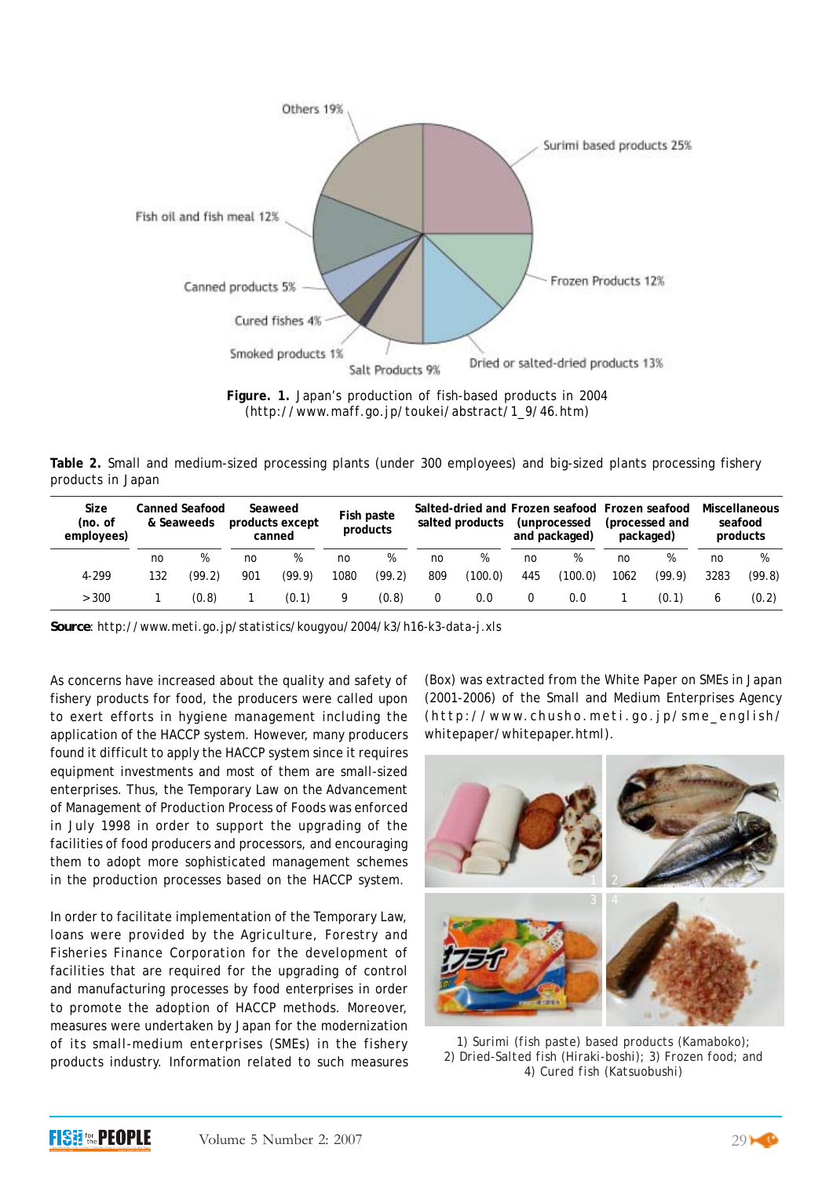Others 19%

Surimi based products 25%

Fish oil and fish meal 12%

Frozen Products 12%

Canned products 5%

Cured fishes 4%

Smoked products 1%

Salt Products 9%

Dried or salted-dried products 13%

**Figure. 1.** Japan's production of fish-based products in 2004 (http://www.maff.go.jp/toukei/abstract/1_9/46.htm)

**Table 2.** Small and medium-sized processing plants (under 300 employees) and big-sized plants processing fishery products in Japan

| Size (no. of employees) | Canned Seafood & Seaweeds | | Seaweed products except canned | | Fish paste products | | Salted-dried and salted products | | Frozen seafood (unprocessed and packaged) | | Frozen seafood (processed and packaged) | | Miscellaneous seafood products | |
|---|---|---|---|---|---|---|---|---|---|---|---|---|---|---|
| | no | % | no | % | no | % | no | % | no | % | no | % | no | % |
| 4-299 | 132 | (99.2) | 901 | (99.9) | 1080 | (99.2) | 809 | (100.0) | 445 | (100.0) | 1062 | (99.9) | 3283 | (99.8) |
| >300 | 1 | (0.8) | 1 | (0.1) | 9 | (0.8) | 0 | 0.0 | 0 | 0.0 | 1 | (0.1) | 6 | (0.2) |

**Source**: http://www.meti.go.jp/statistics/kougyou/2004/k3/h16-k3-data-j.xls

As concerns have increased about the quality and safety of fishery products for food, the producers were called upon to exert efforts in hygiene management including the application of the HACCP system. However, many producers found it difficult to apply the HACCP system since it requires equipment investments and most of them are small-sized enterprises. Thus, the Temporary Law on the Advancement of Management of Production Process of Foods was enforced in July 1998 in order to support the upgrading of the facilities of food producers and processors, and encouraging them to adopt more sophisticated management schemes in the production processes based on the HACCP system.

In order to facilitate implementation of the Temporary Law, loans were provided by the Agriculture, Forestry and Fisheries Finance Corporation for the development of facilities that are required for the upgrading of control and manufacturing processes by food enterprises in order to promote the adoption of HACCP methods. Moreover, measures were undertaken by Japan for the modernization of its small-medium enterprises (SMEs) in the fishery products industry. Information related to such measures (Box) was extracted from the White Paper on SMEs in Japan (2001-2006) of the Small and Medium Enterprises Agency (http://www.chusho.meti.go.jp/sme_english/whitepaper/whitepaper.html).

1) Surimi (fish paste) based products (Kamaboko); 2) Dried-Salted fish (Hiraki-boshi); 3) Frozen food; and 4) Cured fish (Katsuobushi)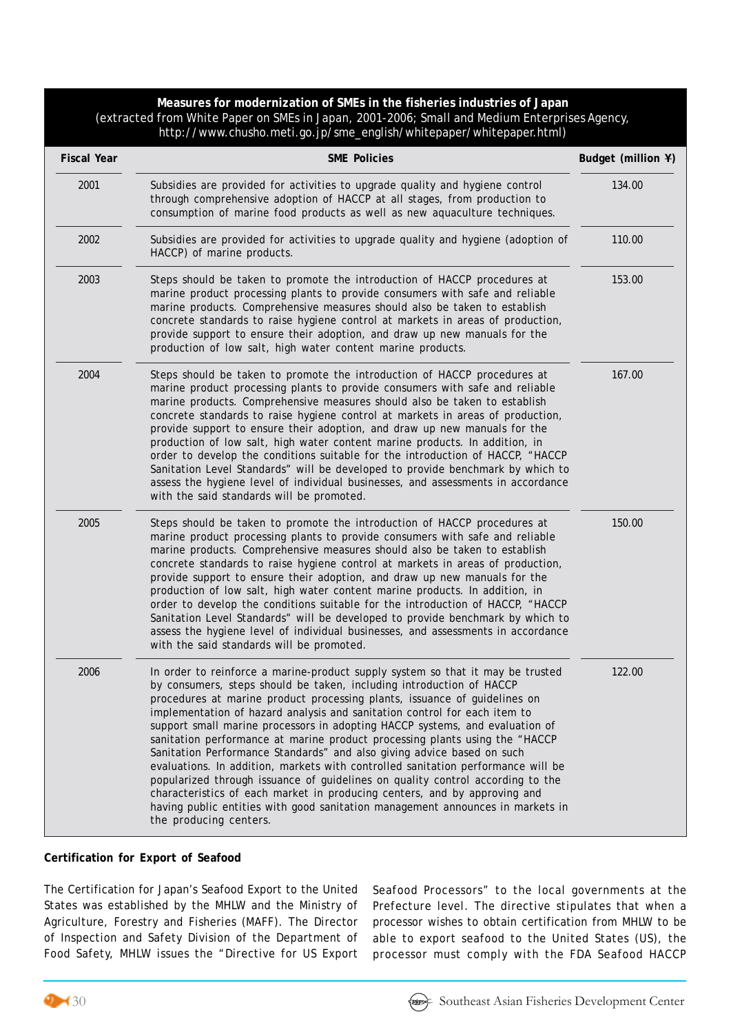**Measures for modernization of SMEs in the fisheries industries of Japan**
(extracted from White Paper on SMEs in Japan, 2001-2006; Small and Medium Enterprises Agency, http://www.chusho.meti.go.jp/sme_english/whitepaper/whitepaper.html)

| Fiscal Year | SME Policies | Budget (million ¥) |
|---|---|---|
| 2001 | Subsidies are provided for activities to upgrade quality and hygiene control through comprehensive adoption of HACCP at all stages, from production to consumption of marine food products as well as new aquaculture techniques. | 134.00 |
| 2002 | Subsidies are provided for activities to upgrade quality and hygiene (adoption of HACCP) of marine products. | 110.00 |
| 2003 | Steps should be taken to promote the introduction of HACCP procedures at marine product processing plants to provide consumers with safe and reliable marine products. Comprehensive measures should also be taken to establish concrete standards to raise hygiene control at markets in areas of production, provide support to ensure their adoption, and draw up new manuals for the production of low salt, high water content marine products. | 153.00 |
| 2004 | Steps should be taken to promote the introduction of HACCP procedures at marine product processing plants to provide consumers with safe and reliable marine products. Comprehensive measures should also be taken to establish concrete standards to raise hygiene control at markets in areas of production, provide support to ensure their adoption, and draw up new manuals for the production of low salt, high water content marine products. In addition, in order to develop the conditions suitable for the introduction of HACCP, "HACCP Sanitation Level Standards" will be developed to provide benchmark by which to assess the hygiene level of individual businesses, and assessments in accordance with the said standards will be promoted. | 167.00 |
| 2005 | Steps should be taken to promote the introduction of HACCP procedures at marine product processing plants to provide consumers with safe and reliable marine products. Comprehensive measures should also be taken to establish concrete standards to raise hygiene control at markets in areas of production, provide support to ensure their adoption, and draw up new manuals for the production of low salt, high water content marine products. In addition, in order to develop the conditions suitable for the introduction of HACCP, "HACCP Sanitation Level Standards" will be developed to provide benchmark by which to assess the hygiene level of individual businesses, and assessments in accordance with the said standards will be promoted. | 150.00 |
| 2006 | In order to reinforce a marine-product supply system so that it may be trusted by consumers, steps should be taken, including introduction of HACCP procedures at marine product processing plants, issuance of guidelines on implementation of hazard analysis and sanitation control for each item to support small marine processors in adopting HACCP systems, and evaluation of sanitation performance at marine product processing plants using the "HACCP Sanitation Performance Standards" and also giving advice based on such evaluations. In addition, markets with controlled sanitation performance will be popularized through issuance of guidelines on quality control according to the characteristics of each market in producing centers, and by approving and having public entities with good sanitation management announces in markets in the producing centers. | 122.00 |

**Certification for Export of Seafood**

The Certification for Japan's Seafood Export to the United States was established by the MHLW and the Ministry of Agriculture, Forestry and Fisheries (MAFF). The Director of Inspection and Safety Division of the Department of Food Safety, MHLW issues the "Directive for US Export Seafood Processors" to the local governments at the Prefecture level. The directive stipulates that when a processor wishes to obtain certification from MHLW to be able to export seafood to the United States (US), the processor must comply with the FDA Seafood HACCP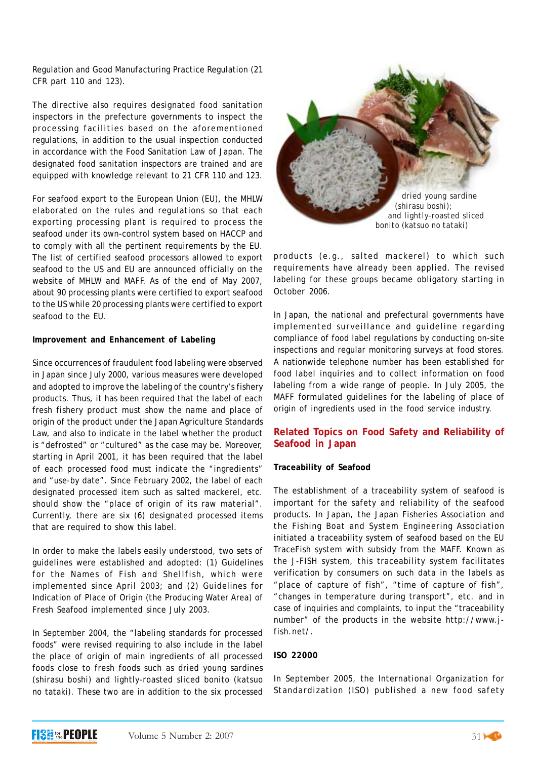Regulation and Good Manufacturing Practice Regulation (21 CFR part 110 and 123).

The directive also requires designated food sanitation inspectors in the prefecture governments to inspect the processing facilities based on the aforementioned regulations, in addition to the usual inspection conducted in accordance with the Food Sanitation Law of Japan. The designated food sanitation inspectors are trained and are equipped with knowledge relevant to 21 CFR 110 and 123.

For seafood export to the European Union (EU), the MHLW elaborated on the rules and regulations so that each exporting processing plant is required to process the seafood under its own-control system based on HACCP and to comply with all the pertinent requirements by the EU. The list of certified seafood processors allowed to export seafood to the US and EU are announced officially on the website of MHLW and MAFF. As of the end of May 2007, about 90 processing plants were certified to export seafood to the US while 20 processing plants were certified to export seafood to the EU.

**Improvement and Enhancement of Labeling**

Since occurrences of fraudulent food labeling were observed in Japan since July 2000, various measures were developed and adopted to improve the labeling of the country's fishery products. Thus, it has been required that the label of each fresh fishery product must show the name and place of origin of the product under the Japan Agriculture Standards Law, and also to indicate in the label whether the product is "defrosted" or "cultured" as the case may be. Moreover, starting in April 2001, it has been required that the label of each processed food must indicate the "ingredients" and "use-by date". Since February 2002, the label of each designated processed item such as salted mackerel, etc. should show the "place of origin of its raw material". Currently, there are six (6) designated processed items that are required to show this label.

In order to make the labels easily understood, two sets of guidelines were established and adopted: (1) Guidelines for the Names of Fish and Shellfish, which were implemented since April 2003; and (2) Guidelines for Indication of Place of Origin (the Producing Water Area) of Fresh Seafood implemented since July 2003.

In September 2004, the "labeling standards for processed foods" were revised requiring to also include in the label the place of origin of main ingredients of all processed foods close to fresh foods such as dried young sardines (shirasu boshi) and lightly-roasted sliced bonito (katsuo no tataki). These two are in addition to the six processed products (e.g., salted mackerel) to which such requirements have already been applied. The revised labeling for these groups became obligatory starting in October 2006.

dried young sardine (shirasu boshi); and lightly-roasted sliced bonito (katsuo no tataki)

In Japan, the national and prefectural governments have implemented surveillance and guideline regarding compliance of food label regulations by conducting on-site inspections and regular monitoring surveys at food stores. A nationwide telephone number has been established for food label inquiries and to collect information on food labeling from a wide range of people. In July 2005, the MAFF formulated guidelines for the labeling of place of origin of ingredients used in the food service industry.

## Related Topics on Food Safety and Reliability of Seafood in Japan

**Traceability of Seafood**

The establishment of a traceability system of seafood is important for the safety and reliability of the seafood products. In Japan, the Japan Fisheries Association and the Fishing Boat and System Engineering Association initiated a traceability system of seafood based on the EU TraceFish system with subsidy from the MAFF. Known as the J-FISH system, this traceability system facilitates verification by consumers on such data in the labels as "place of capture of fish", "time of capture of fish", "changes in temperature during transport", etc. and in case of inquiries and complaints, to input the "traceability number" of the products in the website http://www.j-fish.net/.

**ISO 22000**

In September 2005, the International Organization for Standardization (ISO) published a new food safety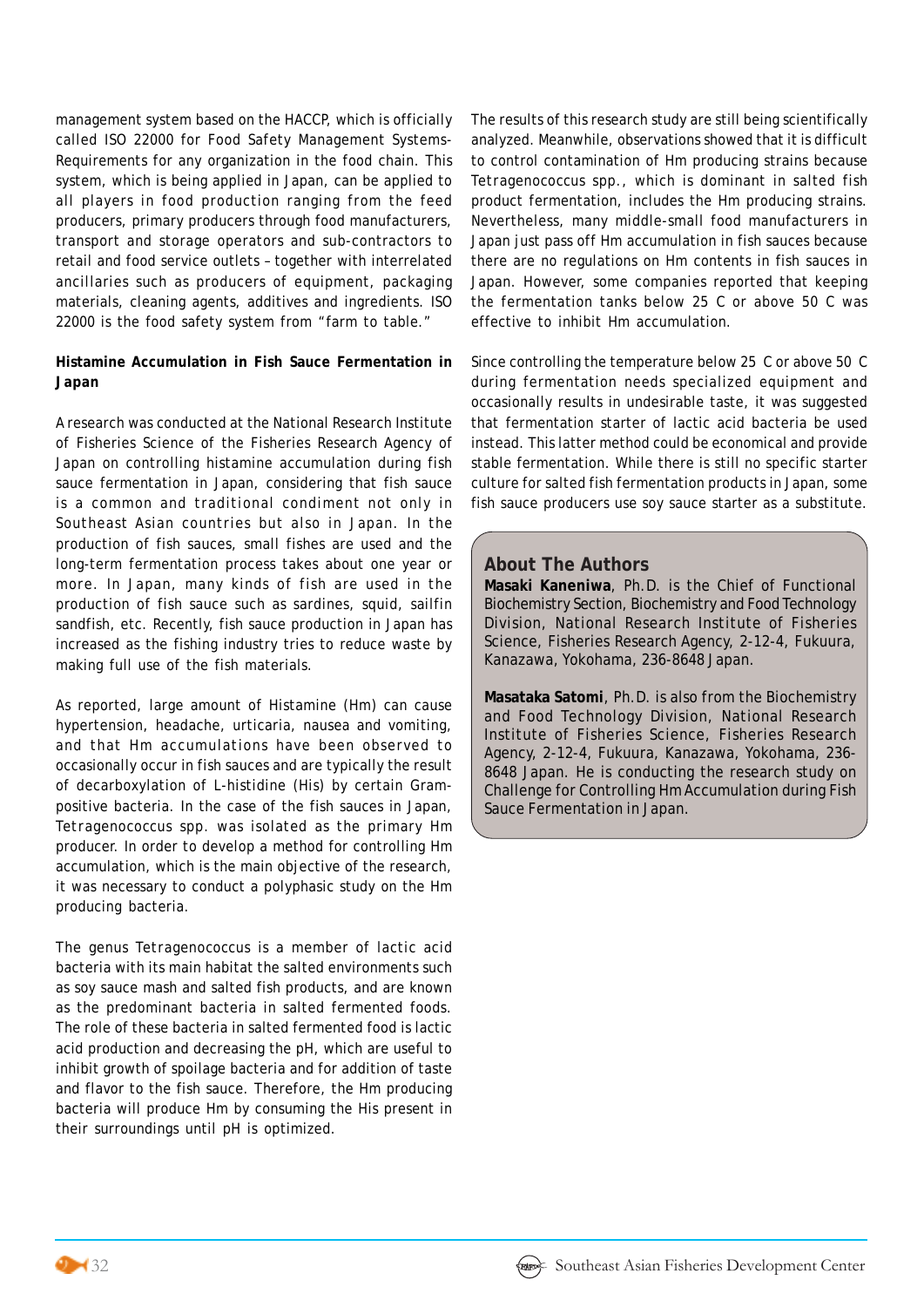management system based on the HACCP, which is officially called ISO 22000 for Food Safety Management Systems-Requirements for any organization in the food chain. This system, which is being applied in Japan, can be applied to all players in food production ranging from the feed producers, primary producers through food manufacturers, transport and storage operators and sub-contractors to retail and food service outlets – together with interrelated ancillaries such as producers of equipment, packaging materials, cleaning agents, additives and ingredients. ISO 22000 is the food safety system from "farm to table."

## Histamine Accumulation in Fish Sauce Fermentation in Japan

A research was conducted at the National Research Institute of Fisheries Science of the Fisheries Research Agency of Japan on controlling histamine accumulation during fish sauce fermentation in Japan, considering that fish sauce is a common and traditional condiment not only in Southeast Asian countries but also in Japan. In the production of fish sauces, small fishes are used and the long-term fermentation process takes about one year or more. In Japan, many kinds of fish are used in the production of fish sauce such as sardines, squid, sailfin sandfish, etc. Recently, fish sauce production in Japan has increased as the fishing industry tries to reduce waste by making full use of the fish materials.

As reported, large amount of Histamine (Hm) can cause hypertension, headache, urticaria, nausea and vomiting, and that Hm accumulations have been observed to occasionally occur in fish sauces and are typically the result of decarboxylation of L-histidine (His) by certain Gram-positive bacteria. In the case of the fish sauces in Japan, *Tetragenococcus* spp. was isolated as the primary Hm producer. In order to develop a method for controlling Hm accumulation, which is the main objective of the research, it was necessary to conduct a polyphasic study on the Hm producing bacteria.

The genus *Tetragenococcus* is a member of lactic acid bacteria with its main habitat the salted environments such as soy sauce mash and salted fish products, and are known as the predominant bacteria in salted fermented foods. The role of these bacteria in salted fermented food is lactic acid production and decreasing the pH, which are useful to inhibit growth of spoilage bacteria and for addition of taste and flavor to the fish sauce. Therefore, the Hm producing bacteria will produce Hm by consuming the His present in their surroundings until pH is optimized.

The results of this research study are still being scientifically analyzed. Meanwhile, observations showed that it is difficult to control contamination of Hm producing strains because *Tetragenococcus* spp., which is dominant in salted fish product fermentation, includes the Hm producing strains. Nevertheless, many middle-small food manufacturers in Japan just pass off Hm accumulation in fish sauces because there are no regulations on Hm contents in fish sauces in Japan. However, some companies reported that keeping the fermentation tanks below 25 C or above 50 C was effective to inhibit Hm accumulation.

Since controlling the temperature below 25 C or above 50 C during fermentation needs specialized equipment and occasionally results in undesirable taste, it was suggested that fermentation starter of lactic acid bacteria be used instead. This latter method could be economical and provide stable fermentation. While there is still no specific starter culture for salted fish fermentation products in Japan, some fish sauce producers use soy sauce starter as a substitute.

### About The Authors

**Masaki Kaneniwa**, Ph.D. is the Chief of Functional Biochemistry Section, Biochemistry and Food Technology Division, National Research Institute of Fisheries Science, Fisheries Research Agency, 2-12-4, Fukuura, Kanazawa, Yokohama, 236-8648 Japan.

**Masataka Satomi**, Ph.D. is also from the Biochemistry and Food Technology Division, National Research Institute of Fisheries Science, Fisheries Research Agency, 2-12-4, Fukuura, Kanazawa, Yokohama, 236-8648 Japan. He is conducting the research study on Challenge for Controlling Hm Accumulation during Fish Sauce Fermentation in Japan.